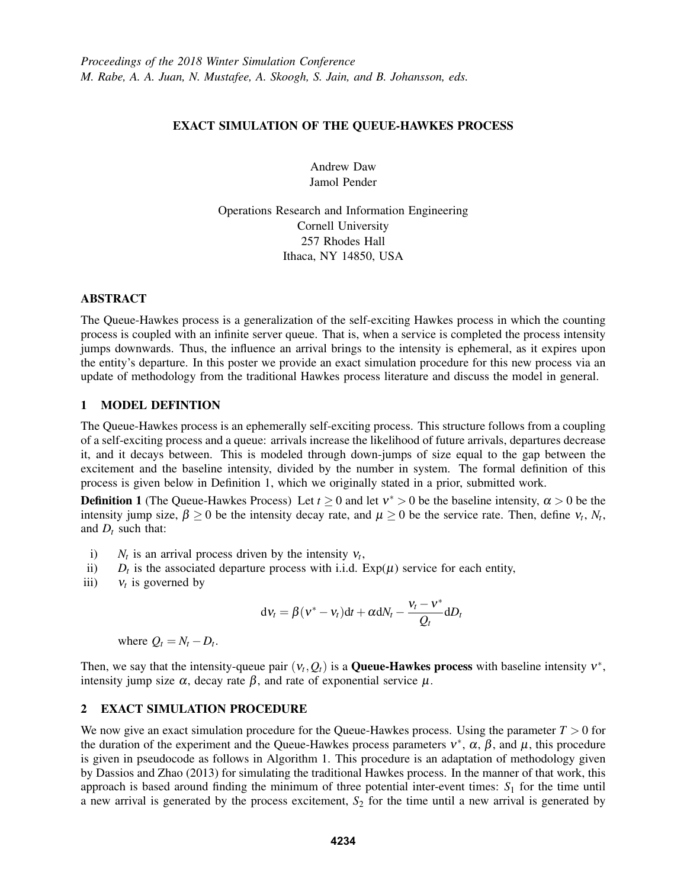*Proceedings of the 2018 Winter Simulation Conference*
*M. Rabe, A. A. Juan, N. Mustafee, A. Skoogh, S. Jain, and B. Johansson, eds.*

# EXACT SIMULATION OF THE QUEUE-HAWKES PROCESS

Andrew Daw
Jamol Pender

Operations Research and Information Engineering
Cornell University
257 Rhodes Hall
Ithaca, NY 14850, USA

## ABSTRACT

The Queue-Hawkes process is a generalization of the self-exciting Hawkes process in which the counting process is coupled with an infinite server queue. That is, when a service is completed the process intensity jumps downwards. Thus, the influence an arrival brings to the intensity is ephemeral, as it expires upon the entity's departure. In this poster we provide an exact simulation procedure for this new process via an update of methodology from the traditional Hawkes process literature and discuss the model in general.

## 1 MODEL DEFINTION

The Queue-Hawkes process is an ephemerally self-exciting process. This structure follows from a coupling of a self-exciting process and a queue: arrivals increase the likelihood of future arrivals, departures decrease it, and it decays between. This is modeled through down-jumps of size equal to the gap between the excitement and the baseline intensity, divided by the number in system. The formal definition of this process is given below in Definition 1, which we originally stated in a prior, submitted work.

**Definition 1** (The Queue-Hawkes Process) Let $t \geq 0$ and let $\nu^* > 0$ be the baseline intensity, $\alpha > 0$ be the intensity jump size, $\beta \geq 0$ be the intensity decay rate, and $\mu \geq 0$ be the service rate. Then, define $\nu_t$, $N_t$, and $D_t$ such that:

i) $N_t$ is an arrival process driven by the intensity $\nu_t$,
ii) $D_t$ is the associated departure process with i.i.d. $\text{Exp}(\mu)$ service for each entity,
iii) $\nu_t$ is governed by

$$d\nu_t = \beta(\nu^* - \nu_t)dt + \alpha dN_t - \frac{\nu_t - \nu^*}{Q_t} dD_t$$

where $Q_t = N_t - D_t$.

Then, we say that the intensity-queue pair $(\nu_t, Q_t)$ is a **Queue-Hawkes process** with baseline intensity $\nu^*$, intensity jump size $\alpha$, decay rate $\beta$, and rate of exponential service $\mu$.

## 2 EXACT SIMULATION PROCEDURE

We now give an exact simulation procedure for the Queue-Hawkes process. Using the parameter $T > 0$ for the duration of the experiment and the Queue-Hawkes process parameters $\nu^*$, $\alpha$, $\beta$, and $\mu$, this procedure is given in pseudocode as follows in Algorithm 1. This procedure is an adaptation of methodology given by Dassios and Zhao (2013) for simulating the traditional Hawkes process. In the manner of that work, this approach is based around finding the minimum of three potential inter-event times: $S_1$ for the time until a new arrival is generated by the process excitement, $S_2$ for the time until a new arrival is generated by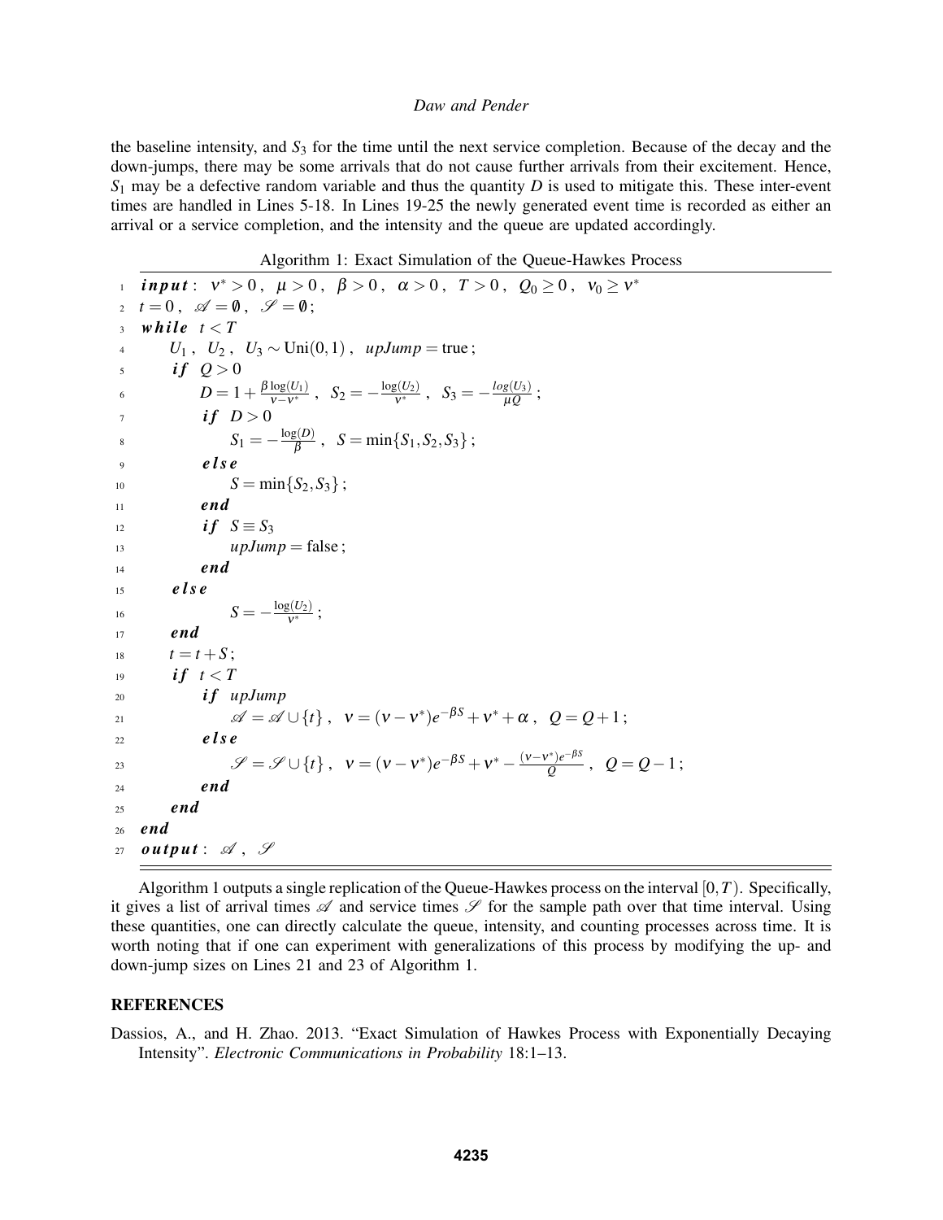the baseline intensity, and $S_3$ for the time until the next service completion. Because of the decay and the down-jumps, there may be some arrivals that do not cause further arrivals from their excitement. Hence, $S_1$ may be a defective random variable and thus the quantity $D$ is used to mitigate this. These inter-event times are handled in Lines 5-18. In Lines 19-25 the newly generated event time is recorded as either an arrival or a service completion, and the intensity and the queue are updated accordingly.

Algorithm 1: Exact Simulation of the Queue-Hawkes Process

```
1   input: ν* > 0, μ > 0, β > 0, α > 0, T > 0, Q_0 ≥ 0, ν_0 ≥ ν*
2   t = 0, 𝒜 = ∅, 𝒮 = ∅;
3   while t < T
4       U_1, U_2, U_3 ~ Uni(0,1), upJump = true;
5       if Q > 0
6           D = 1 + β log(U_1)/(ν − ν*), S_2 = −log(U_2)/ν*, S_3 = −log(U_3)/(μQ);
7           if D > 0
8               S_1 = −log(D)/β, S = min{S_1, S_2, S_3};
9           else
10              S = min{S_2, S_3};
11          end
12          if S ≡ S_3
13              upJump = false;
14          end
15      else
16              S = −log(U_2)/ν*;
17      end
18      t = t + S;
19      if t < T
20          if upJump
21              𝒜 = 𝒜 ∪ {t}, ν = (ν − ν*)e^(−βS) + ν* + α, Q = Q + 1;
22          else
23              𝒮 = 𝒮 ∪ {t}, ν = (ν − ν*)e^(−βS) + ν* − (ν − ν*)e^(−βS)/Q, Q = Q − 1;
24          end
25      end
26  end
27  output: 𝒜, 𝒮
```

Algorithm 1 outputs a single replication of the Queue-Hawkes process on the interval $[0,T)$. Specifically, it gives a list of arrival times $\mathscr{A}$ and service times $\mathscr{S}$ for the sample path over that time interval. Using these quantities, one can directly calculate the queue, intensity, and counting processes across time. It is worth noting that if one can experiment with generalizations of this process by modifying the up- and down-jump sizes on Lines 21 and 23 of Algorithm 1.

## REFERENCES

Dassios, A., and H. Zhao. 2013. "Exact Simulation of Hawkes Process with Exponentially Decaying Intensity". *Electronic Communications in Probability* 18:1–13.